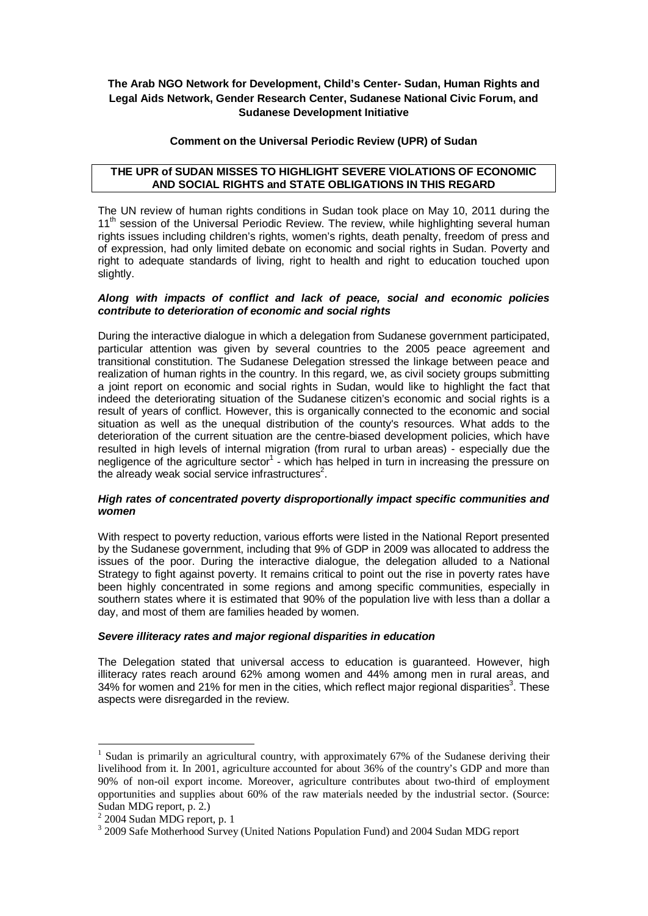**The Arab NGO Network for Development, Child's Center- Sudan, Human Rights and Legal Aids Network, Gender Research Center, Sudanese National Civic Forum, and Sudanese Development Initiative**

**Comment on the Universal Periodic Review (UPR) of Sudan**

**THE UPR of SUDAN MISSES TO HIGHLIGHT SEVERE VIOLATIONS OF ECONOMIC AND SOCIAL RIGHTS and STATE OBLIGATIONS IN THIS REGARD**

The UN review of human rights conditions in Sudan took place on May 10, 2011 during the 11th session of the Universal Periodic Review. The review, while highlighting several human rights issues including children's rights, women's rights, death penalty, freedom of press and of expression, had only limited debate on economic and social rights in Sudan. Poverty and right to adequate standards of living, right to health and right to education touched upon slightly.

***Along with impacts of conflict and lack of peace, social and economic policies contribute to deterioration of economic and social rights***

During the interactive dialogue in which a delegation from Sudanese government participated, particular attention was given by several countries to the 2005 peace agreement and transitional constitution. The Sudanese Delegation stressed the linkage between peace and realization of human rights in the country. In this regard, we, as civil society groups submitting a joint report on economic and social rights in Sudan, would like to highlight the fact that indeed the deteriorating situation of the Sudanese citizen's economic and social rights is a result of years of conflict. However, this is organically connected to the economic and social situation as well as the unequal distribution of the county's resources. What adds to the deterioration of the current situation are the centre-biased development policies, which have resulted in high levels of internal migration (from rural to urban areas) - especially due the negligence of the agriculture sector[1] - which has helped in turn in increasing the pressure on the already weak social service infrastructures[2].

***High rates of concentrated poverty disproportionally impact specific communities and women***

With respect to poverty reduction, various efforts were listed in the National Report presented by the Sudanese government, including that 9% of GDP in 2009 was allocated to address the issues of the poor. During the interactive dialogue, the delegation alluded to a National Strategy to fight against poverty. It remains critical to point out the rise in poverty rates have been highly concentrated in some regions and among specific communities, especially in southern states where it is estimated that 90% of the population live with less than a dollar a day, and most of them are families headed by women.

***Severe illiteracy rates and major regional disparities in education***

The Delegation stated that universal access to education is guaranteed. However, high illiteracy rates reach around 62% among women and 44% among men in rural areas, and 34% for women and 21% for men in the cities, which reflect major regional disparities[3]. These aspects were disregarded in the review.

---

[1] Sudan is primarily an agricultural country, with approximately 67% of the Sudanese deriving their livelihood from it. In 2001, agriculture accounted for about 36% of the country's GDP and more than 90% of non-oil export income. Moreover, agriculture contributes about two-third of employment opportunities and supplies about 60% of the raw materials needed by the industrial sector. (Source: Sudan MDG report, p. 2.)

[2] 2004 Sudan MDG report, p. 1

[3] 2009 Safe Motherhood Survey (United Nations Population Fund) and 2004 Sudan MDG report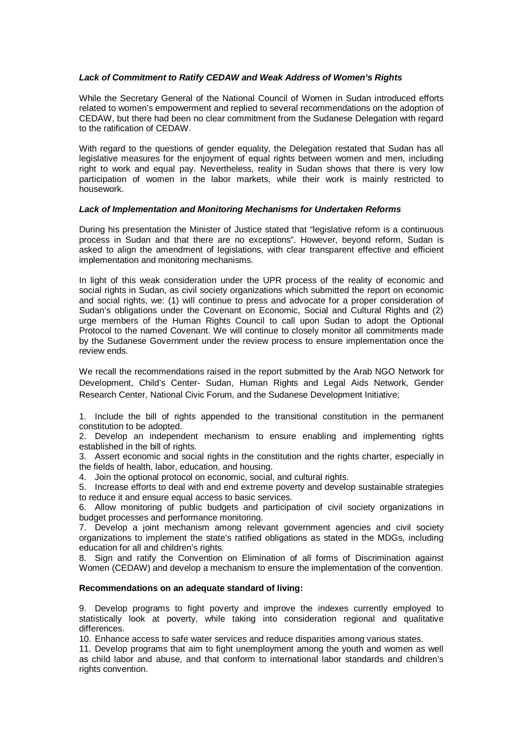### ***Lack of Commitment to Ratify CEDAW and Weak Address of Women's Rights***

While the Secretary General of the National Council of Women in Sudan introduced efforts related to women's empowerment and replied to several recommendations on the adoption of CEDAW, but there had been no clear commitment from the Sudanese Delegation with regard to the ratification of CEDAW.

With regard to the questions of gender equality, the Delegation restated that Sudan has all legislative measures for the enjoyment of equal rights between women and men, including right to work and equal pay. Nevertheless, reality in Sudan shows that there is very low participation of women in the labor markets, while their work is mainly restricted to housework.

### ***Lack of Implementation and Monitoring Mechanisms for Undertaken Reforms***

During his presentation the Minister of Justice stated that "legislative reform is a continuous process in Sudan and that there are no exceptions". However, beyond reform, Sudan is asked to align the amendment of legislations, with clear transparent effective and efficient implementation and monitoring mechanisms.

In light of this weak consideration under the UPR process of the reality of economic and social rights in Sudan, as civil society organizations which submitted the report on economic and social rights, we: (1) will continue to press and advocate for a proper consideration of Sudan's obligations under the Covenant on Economic, Social and Cultural Rights and (2) urge members of the Human Rights Council to call upon Sudan to adopt the Optional Protocol to the named Covenant. We will continue to closely monitor all commitments made by the Sudanese Government under the review process to ensure implementation once the review ends.

We recall the recommendations raised in the report submitted by the Arab NGO Network for Development, Child's Center- Sudan, Human Rights and Legal Aids Network, Gender Research Center, National Civic Forum, and the Sudanese Development Initiative;

1. Include the bill of rights appended to the transitional constitution in the permanent constitution to be adopted.
2. Develop an independent mechanism to ensure enabling and implementing rights established in the bill of rights.
3. Assert economic and social rights in the constitution and the rights charter, especially in the fields of health, labor, education, and housing.
4. Join the optional protocol on economic, social, and cultural rights.
5. Increase efforts to deal with and end extreme poverty and develop sustainable strategies to reduce it and ensure equal access to basic services.
6. Allow monitoring of public budgets and participation of civil society organizations in budget processes and performance monitoring.
7. Develop a joint mechanism among relevant government agencies and civil society organizations to implement the state's ratified obligations as stated in the MDGs, including education for all and children's rights.
8. Sign and ratify the Convention on Elimination of all forms of Discrimination against Women (CEDAW) and develop a mechanism to ensure the implementation of the convention.

**Recommendations on an adequate standard of living:**

9. Develop programs to fight poverty and improve the indexes currently employed to statistically look at poverty, while taking into consideration regional and qualitative differences.
10. Enhance access to safe water services and reduce disparities among various states.
11. Develop programs that aim to fight unemployment among the youth and women as well as child labor and abuse, and that conform to international labor standards and children's rights convention.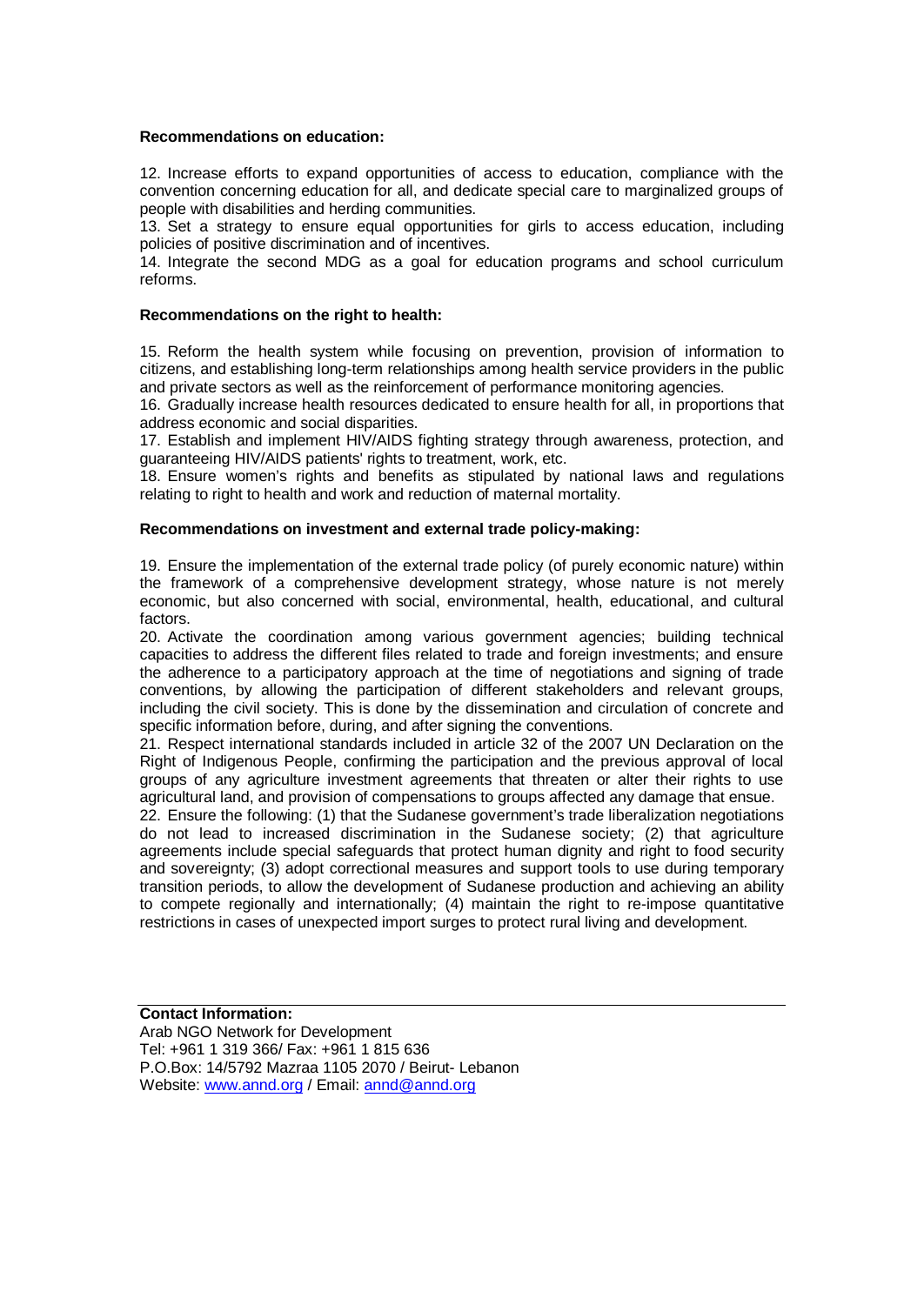**Recommendations on education:**

12. Increase efforts to expand opportunities of access to education, compliance with the convention concerning education for all, and dedicate special care to marginalized groups of people with disabilities and herding communities.
13. Set a strategy to ensure equal opportunities for girls to access education, including policies of positive discrimination and of incentives.
14. Integrate the second MDG as a goal for education programs and school curriculum reforms.

**Recommendations on the right to health:**

15. Reform the health system while focusing on prevention, provision of information to citizens, and establishing long-term relationships among health service providers in the public and private sectors as well as the reinforcement of performance monitoring agencies.
16. Gradually increase health resources dedicated to ensure health for all, in proportions that address economic and social disparities.
17. Establish and implement HIV/AIDS fighting strategy through awareness, protection, and guaranteeing HIV/AIDS patients' rights to treatment, work, etc.
18. Ensure women's rights and benefits as stipulated by national laws and regulations relating to right to health and work and reduction of maternal mortality.

**Recommendations on investment and external trade policy-making:**

19. Ensure the implementation of the external trade policy (of purely economic nature) within the framework of a comprehensive development strategy, whose nature is not merely economic, but also concerned with social, environmental, health, educational, and cultural factors.
20. Activate the coordination among various government agencies; building technical capacities to address the different files related to trade and foreign investments; and ensure the adherence to a participatory approach at the time of negotiations and signing of trade conventions, by allowing the participation of different stakeholders and relevant groups, including the civil society. This is done by the dissemination and circulation of concrete and specific information before, during, and after signing the conventions.
21. Respect international standards included in article 32 of the 2007 UN Declaration on the Right of Indigenous People, confirming the participation and the previous approval of local groups of any agriculture investment agreements that threaten or alter their rights to use agricultural land, and provision of compensations to groups affected any damage that ensue.
22. Ensure the following: (1) that the Sudanese government's trade liberalization negotiations do not lead to increased discrimination in the Sudanese society; (2) that agriculture agreements include special safeguards that protect human dignity and right to food security and sovereignty; (3) adopt correctional measures and support tools to use during temporary transition periods, to allow the development of Sudanese production and achieving an ability to compete regionally and internationally; (4) maintain the right to re-impose quantitative restrictions in cases of unexpected import surges to protect rural living and development.

---

**Contact Information:**
Arab NGO Network for Development
Tel: +961 1 319 366/ Fax: +961 1 815 636
P.O.Box: 14/5792 Mazraa 1105 2070 / Beirut- Lebanon
Website: [www.annd.org](http://www.annd.org) / Email: [annd@annd.org](mailto:annd@annd.org)